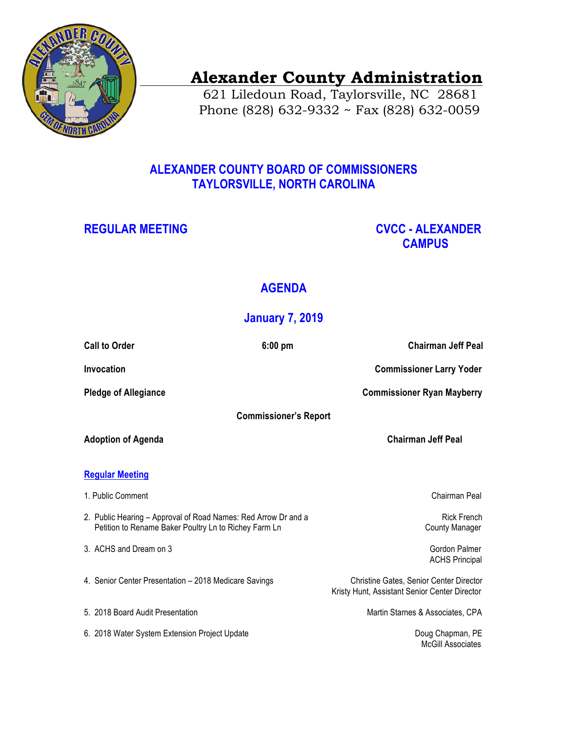# Alexander County Administration

621 Liledoun Road, Taylorsville, NC 28681
Phone (828) 632-9332 ~ Fax (828) 632-0059

## ALEXANDER COUNTY BOARD OF COMMISSIONERS
## TAYLORSVILLE, NORTH CAROLINA

**REGULAR MEETING** — **CVCC - ALEXANDER CAMPUS**

## AGENDA

## January 7, 2019

| | | |
|---|---|---|
| **Call to Order** | **6:00 pm** | **Chairman Jeff Peal** |
| **Invocation** | | **Commissioner Larry Yoder** |
| **Pledge of Allegiance** | | **Commissioner Ryan Mayberry** |
| | **Commissioner's Report** | |
| **Adoption of Agenda** | | **Chairman Jeff Peal** |

### Regular Meeting

| Item | Presenter |
|---|---|
| 1. Public Comment | Chairman Peal |
| 2. Public Hearing – Approval of Road Names: Red Arrow Dr and a Petition to Rename Baker Poultry Ln to Richey Farm Ln | Rick French<br>County Manager |
| 3. ACHS and Dream on 3 | Gordon Palmer<br>ACHS Principal |
| 4. Senior Center Presentation – 2018 Medicare Savings | Christine Gates, Senior Center Director<br>Kristy Hunt, Assistant Senior Center Director |
| 5. 2018 Board Audit Presentation | Martin Starnes & Associates, CPA |
| 6. 2018 Water System Extension Project Update | Doug Chapman, PE<br>McGill Associates |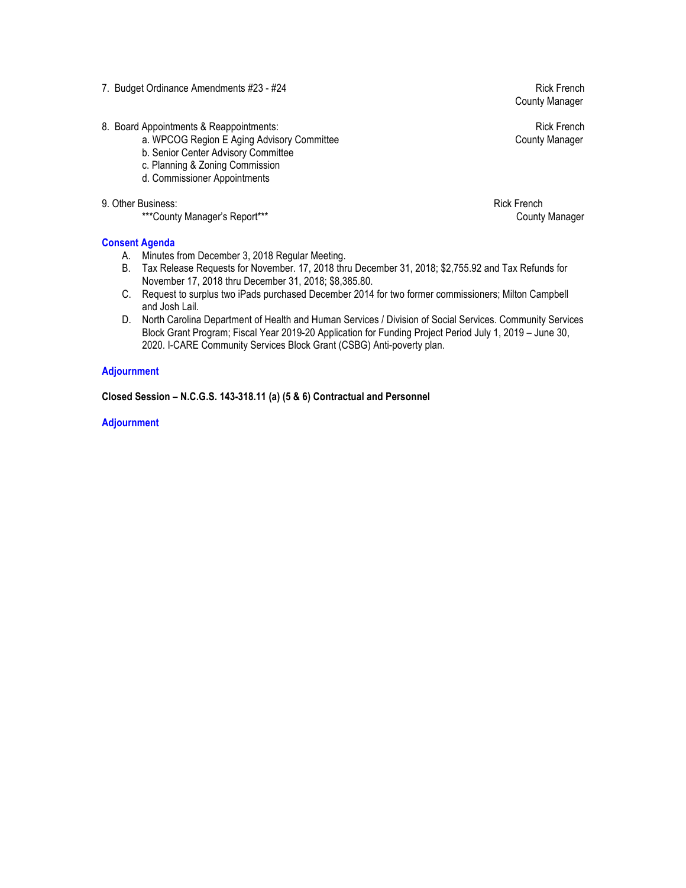7. Budget Ordinance Amendments #23 - #24 — Rick French, County Manager

8. Board Appointments & Reappointments: — Rick French, County Manager
    a. WPCOG Region E Aging Advisory Committee
    b. Senior Center Advisory Committee
    c. Planning & Zoning Commission
    d. Commissioner Appointments

9. Other Business: — Rick French, County Manager
    ***County Manager's Report***

**Consent Agenda**

A. Minutes from December 3, 2018 Regular Meeting.
B. Tax Release Requests for November. 17, 2018 thru December 31, 2018; $2,755.92 and Tax Refunds for November 17, 2018 thru December 31, 2018; $8,385.80.
C. Request to surplus two iPads purchased December 2014 for two former commissioners; Milton Campbell and Josh Lail.
D. North Carolina Department of Health and Human Services / Division of Social Services. Community Services Block Grant Program; Fiscal Year 2019-20 Application for Funding Project Period July 1, 2019 – June 30, 2020. I-CARE Community Services Block Grant (CSBG) Anti-poverty plan.

**Adjournment**

**Closed Session – N.C.G.S. 143-318.11 (a) (5 & 6) Contractual and Personnel**

**Adjournment**